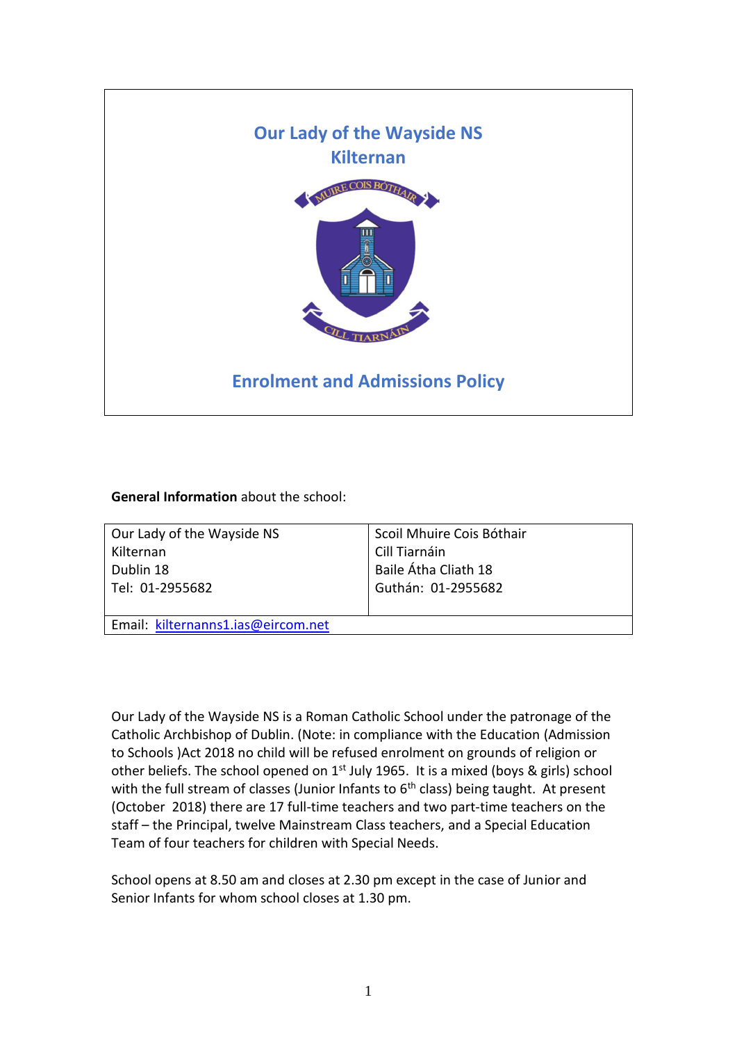# Our Lady of the Wayside NS
## Kilternan

## Enrolment and Admissions Policy

**General Information** about the school:

| Our Lady of the Wayside NS<br>Kilternan<br>Dublin 18<br>Tel: 01-2955682 | Scoil Mhuire Cois Bóthair<br>Cill Tiarnáin<br>Baile Átha Cliath 18<br>Guthán: 01-2955682 |
|---|---|
| Email: kilternanns1.ias@eircom.net | |

Our Lady of the Wayside NS is a Roman Catholic School under the patronage of the Catholic Archbishop of Dublin. (Note: in compliance with the Education (Admission to Schools )Act 2018 no child will be refused enrolment on grounds of religion or other beliefs. The school opened on 1st July 1965. It is a mixed (boys & girls) school with the full stream of classes (Junior Infants to 6th class) being taught. At present (October 2018) there are 17 full-time teachers and two part-time teachers on the staff – the Principal, twelve Mainstream Class teachers, and a Special Education Team of four teachers for children with Special Needs.

School opens at 8.50 am and closes at 2.30 pm except in the case of Junior and Senior Infants for whom school closes at 1.30 pm.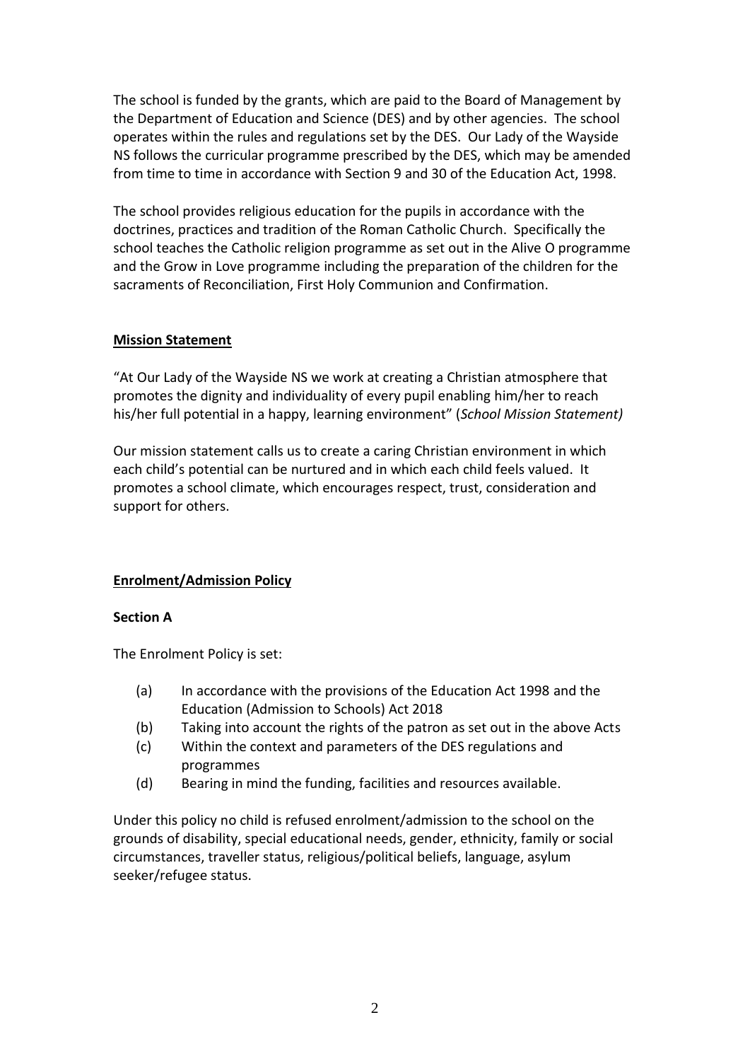The school is funded by the grants, which are paid to the Board of Management by the Department of Education and Science (DES) and by other agencies. The school operates within the rules and regulations set by the DES. Our Lady of the Wayside NS follows the curricular programme prescribed by the DES, which may be amended from time to time in accordance with Section 9 and 30 of the Education Act, 1998.

The school provides religious education for the pupils in accordance with the doctrines, practices and tradition of the Roman Catholic Church. Specifically the school teaches the Catholic religion programme as set out in the Alive O programme and the Grow in Love programme including the preparation of the children for the sacraments of Reconciliation, First Holy Communion and Confirmation.

## **Mission Statement**

"At Our Lady of the Wayside NS we work at creating a Christian atmosphere that promotes the dignity and individuality of every pupil enabling him/her to reach his/her full potential in a happy, learning environment" (*School Mission Statement)*

Our mission statement calls us to create a caring Christian environment in which each child's potential can be nurtured and in which each child feels valued. It promotes a school climate, which encourages respect, trust, consideration and support for others.

## **Enrolment/Admission Policy**

### **Section A**

The Enrolment Policy is set:

(a) In accordance with the provisions of the Education Act 1998 and the Education (Admission to Schools) Act 2018
(b) Taking into account the rights of the patron as set out in the above Acts
(c) Within the context and parameters of the DES regulations and programmes
(d) Bearing in mind the funding, facilities and resources available.

Under this policy no child is refused enrolment/admission to the school on the grounds of disability, special educational needs, gender, ethnicity, family or social circumstances, traveller status, religious/political beliefs, language, asylum seeker/refugee status.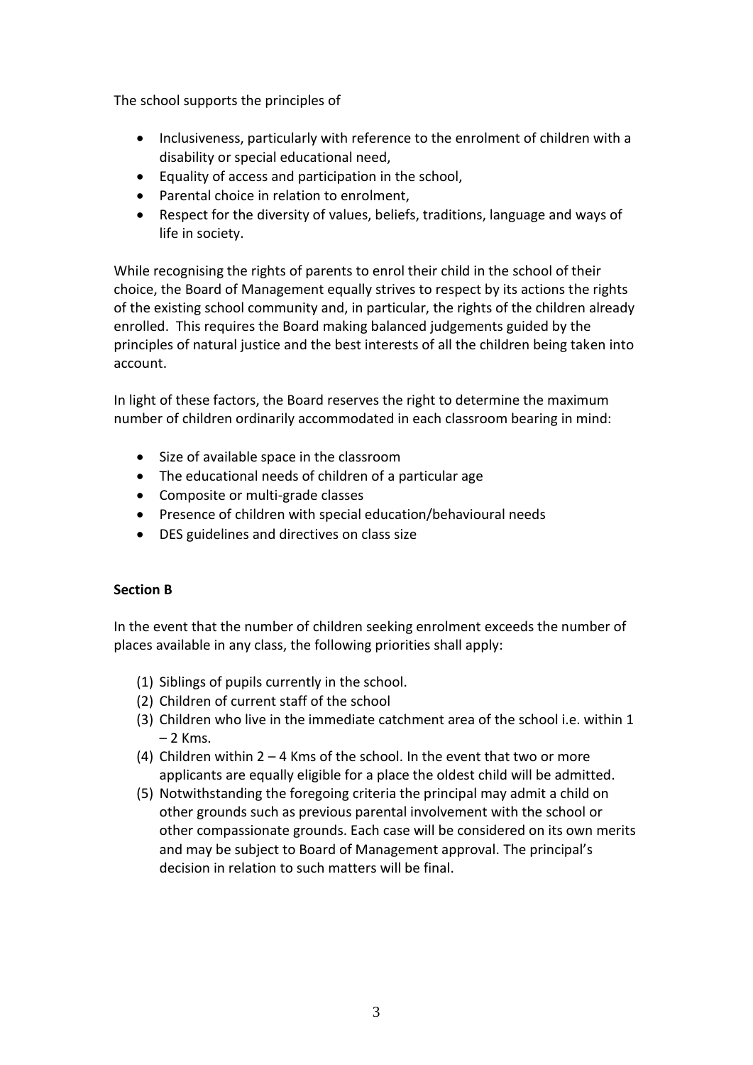The school supports the principles of

- Inclusiveness, particularly with reference to the enrolment of children with a disability or special educational need,
- Equality of access and participation in the school,
- Parental choice in relation to enrolment,
- Respect for the diversity of values, beliefs, traditions, language and ways of life in society.

While recognising the rights of parents to enrol their child in the school of their choice, the Board of Management equally strives to respect by its actions the rights of the existing school community and, in particular, the rights of the children already enrolled. This requires the Board making balanced judgements guided by the principles of natural justice and the best interests of all the children being taken into account.

In light of these factors, the Board reserves the right to determine the maximum number of children ordinarily accommodated in each classroom bearing in mind:

- Size of available space in the classroom
- The educational needs of children of a particular age
- Composite or multi-grade classes
- Presence of children with special education/behavioural needs
- DES guidelines and directives on class size

**Section B**

In the event that the number of children seeking enrolment exceeds the number of places available in any class, the following priorities shall apply:

(1) Siblings of pupils currently in the school.
(2) Children of current staff of the school
(3) Children who live in the immediate catchment area of the school i.e. within 1 – 2 Kms.
(4) Children within 2 – 4 Kms of the school. In the event that two or more applicants are equally eligible for a place the oldest child will be admitted.
(5) Notwithstanding the foregoing criteria the principal may admit a child on other grounds such as previous parental involvement with the school or other compassionate grounds. Each case will be considered on its own merits and may be subject to Board of Management approval. The principal's decision in relation to such matters will be final.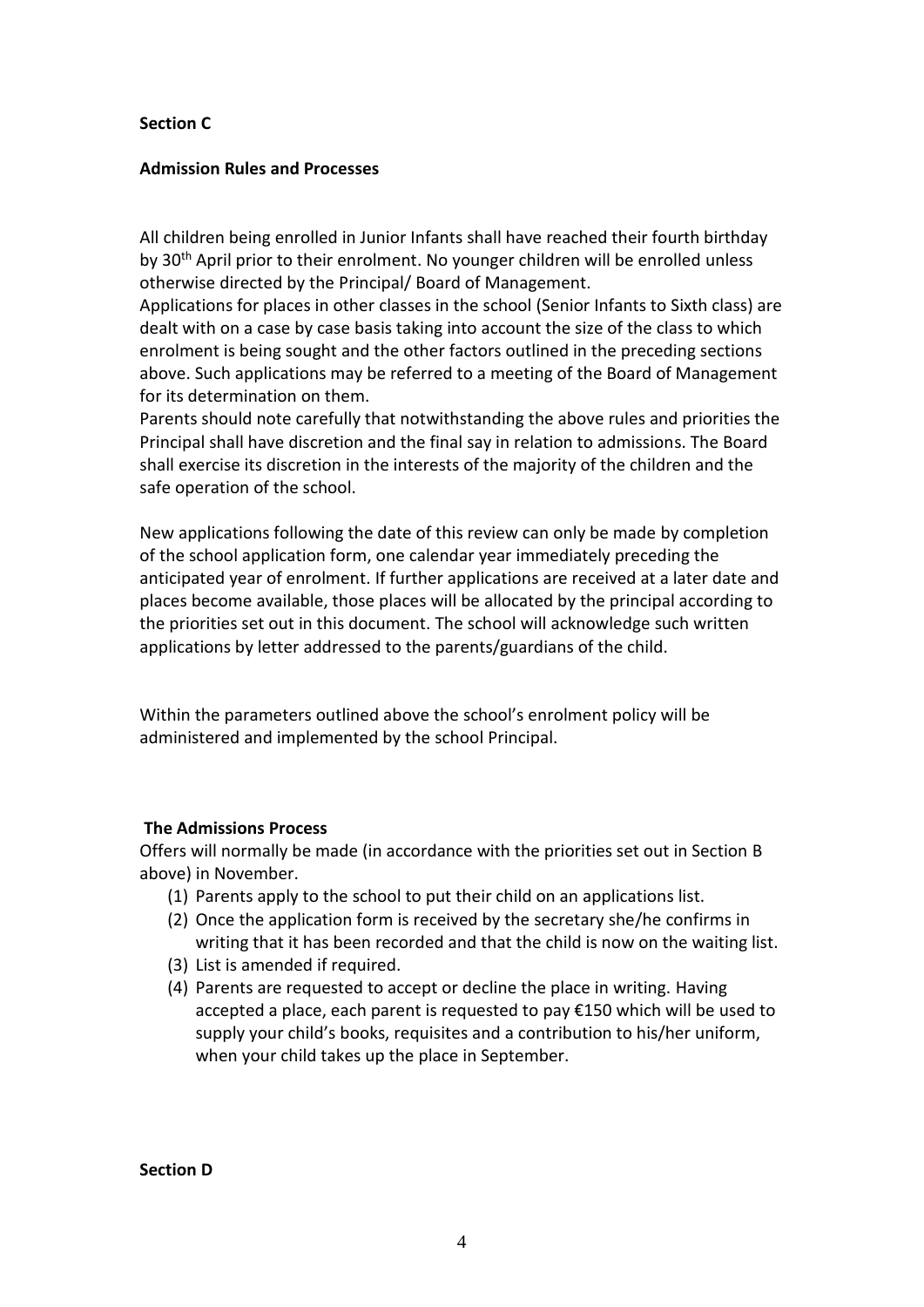**Section C**

**Admission Rules and Processes**

All children being enrolled in Junior Infants shall have reached their fourth birthday by 30th April prior to their enrolment. No younger children will be enrolled unless otherwise directed by the Principal/ Board of Management.
Applications for places in other classes in the school (Senior Infants to Sixth class) are dealt with on a case by case basis taking into account the size of the class to which enrolment is being sought and the other factors outlined in the preceding sections above. Such applications may be referred to a meeting of the Board of Management for its determination on them.
Parents should note carefully that notwithstanding the above rules and priorities the Principal shall have discretion and the final say in relation to admissions. The Board shall exercise its discretion in the interests of the majority of the children and the safe operation of the school.

New applications following the date of this review can only be made by completion of the school application form, one calendar year immediately preceding the anticipated year of enrolment. If further applications are received at a later date and places become available, those places will be allocated by the principal according to the priorities set out in this document. The school will acknowledge such written applications by letter addressed to the parents/guardians of the child.

Within the parameters outlined above the school's enrolment policy will be administered and implemented by the school Principal.

**The Admissions Process**

Offers will normally be made (in accordance with the priorities set out in Section B above) in November.

(1) Parents apply to the school to put their child on an applications list.
(2) Once the application form is received by the secretary she/he confirms in writing that it has been recorded and that the child is now on the waiting list.
(3) List is amended if required.
(4) Parents are requested to accept or decline the place in writing. Having accepted a place, each parent is requested to pay €150 which will be used to supply your child's books, requisites and a contribution to his/her uniform, when your child takes up the place in September.

**Section D**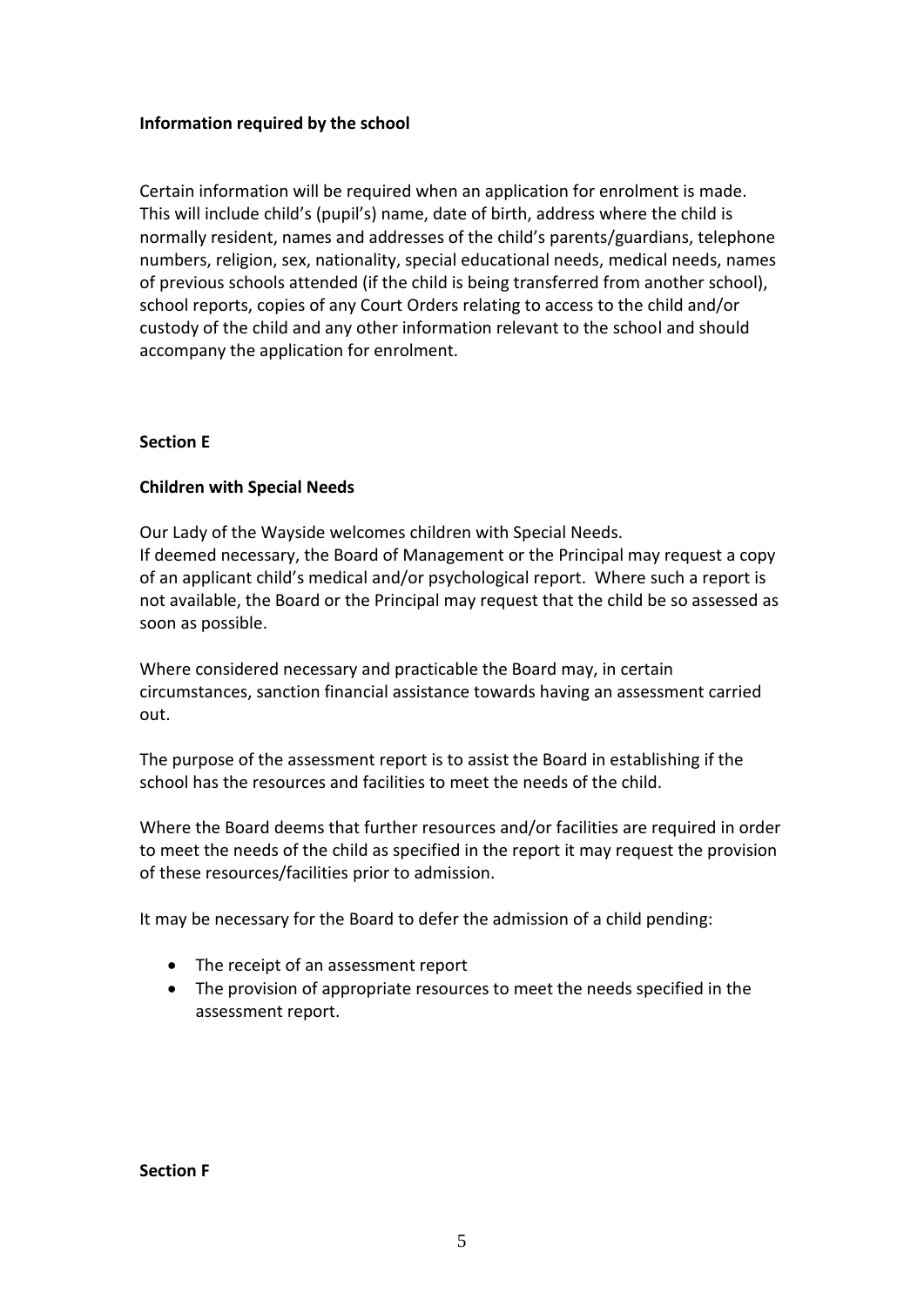**Information required by the school**

Certain information will be required when an application for enrolment is made. This will include child's (pupil's) name, date of birth, address where the child is normally resident, names and addresses of the child's parents/guardians, telephone numbers, religion, sex, nationality, special educational needs, medical needs, names of previous schools attended (if the child is being transferred from another school), school reports, copies of any Court Orders relating to access to the child and/or custody of the child and any other information relevant to the school and should accompany the application for enrolment.

## Section E

**Children with Special Needs**

Our Lady of the Wayside welcomes children with Special Needs.
If deemed necessary, the Board of Management or the Principal may request a copy of an applicant child's medical and/or psychological report. Where such a report is not available, the Board or the Principal may request that the child be so assessed as soon as possible.

Where considered necessary and practicable the Board may, in certain circumstances, sanction financial assistance towards having an assessment carried out.

The purpose of the assessment report is to assist the Board in establishing if the school has the resources and facilities to meet the needs of the child.

Where the Board deems that further resources and/or facilities are required in order to meet the needs of the child as specified in the report it may request the provision of these resources/facilities prior to admission.

It may be necessary for the Board to defer the admission of a child pending:

- The receipt of an assessment report
- The provision of appropriate resources to meet the needs specified in the assessment report.

## Section F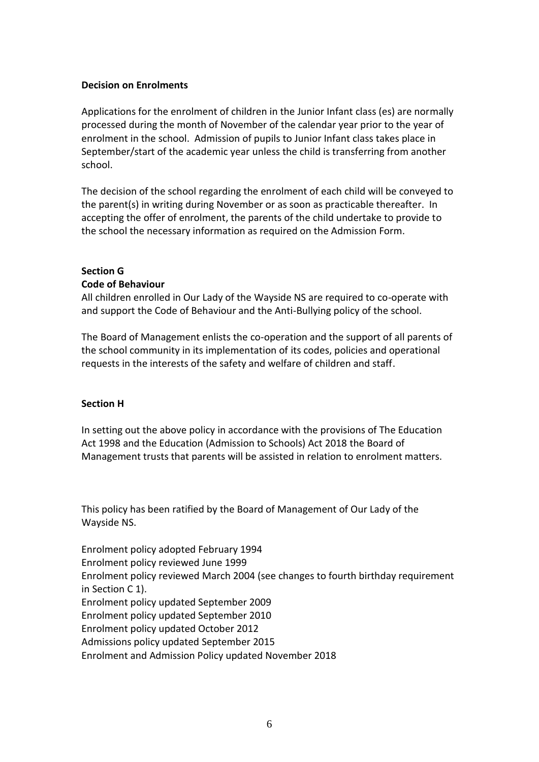**Decision on Enrolments**

Applications for the enrolment of children in the Junior Infant class (es) are normally processed during the month of November of the calendar year prior to the year of enrolment in the school. Admission of pupils to Junior Infant class takes place in September/start of the academic year unless the child is transferring from another school.

The decision of the school regarding the enrolment of each child will be conveyed to the parent(s) in writing during November or as soon as practicable thereafter. In accepting the offer of enrolment, the parents of the child undertake to provide to the school the necessary information as required on the Admission Form.

**Section G**

**Code of Behaviour**

All children enrolled in Our Lady of the Wayside NS are required to co-operate with and support the Code of Behaviour and the Anti-Bullying policy of the school.

The Board of Management enlists the co-operation and the support of all parents of the school community in its implementation of its codes, policies and operational requests in the interests of the safety and welfare of children and staff.

**Section H**

In setting out the above policy in accordance with the provisions of The Education Act 1998 and the Education (Admission to Schools) Act 2018 the Board of Management trusts that parents will be assisted in relation to enrolment matters.

This policy has been ratified by the Board of Management of Our Lady of the Wayside NS.

Enrolment policy adopted February 1994
Enrolment policy reviewed June 1999
Enrolment policy reviewed March 2004 (see changes to fourth birthday requirement in Section C 1).
Enrolment policy updated September 2009
Enrolment policy updated September 2010
Enrolment policy updated October 2012
Admissions policy updated September 2015
Enrolment and Admission Policy updated November 2018